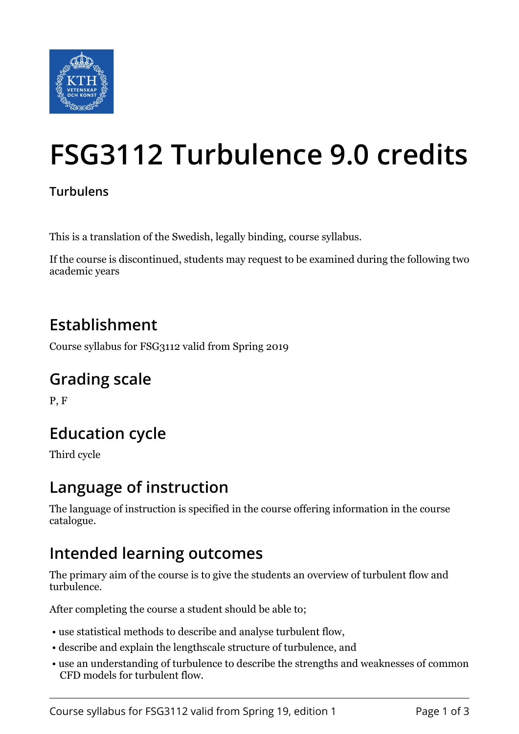# FSG3112 Turbulence 9.0 credits

**Turbulens**

This is a translation of the Swedish, legally binding, course syllabus.

If the course is discontinued, students may request to be examined during the following two academic years

## Establishment

Course syllabus for FSG3112 valid from Spring 2019

## Grading scale

P, F

## Education cycle

Third cycle

## Language of instruction

The language of instruction is specified in the course offering information in the course catalogue.

## Intended learning outcomes

The primary aim of the course is to give the students an overview of turbulent flow and turbulence.

After completing the course a student should be able to;

- use statistical methods to describe and analyse turbulent flow,
- describe and explain the lengthscale structure of turbulence, and
- use an understanding of turbulence to describe the strengths and weaknesses of common CFD models for turbulent flow.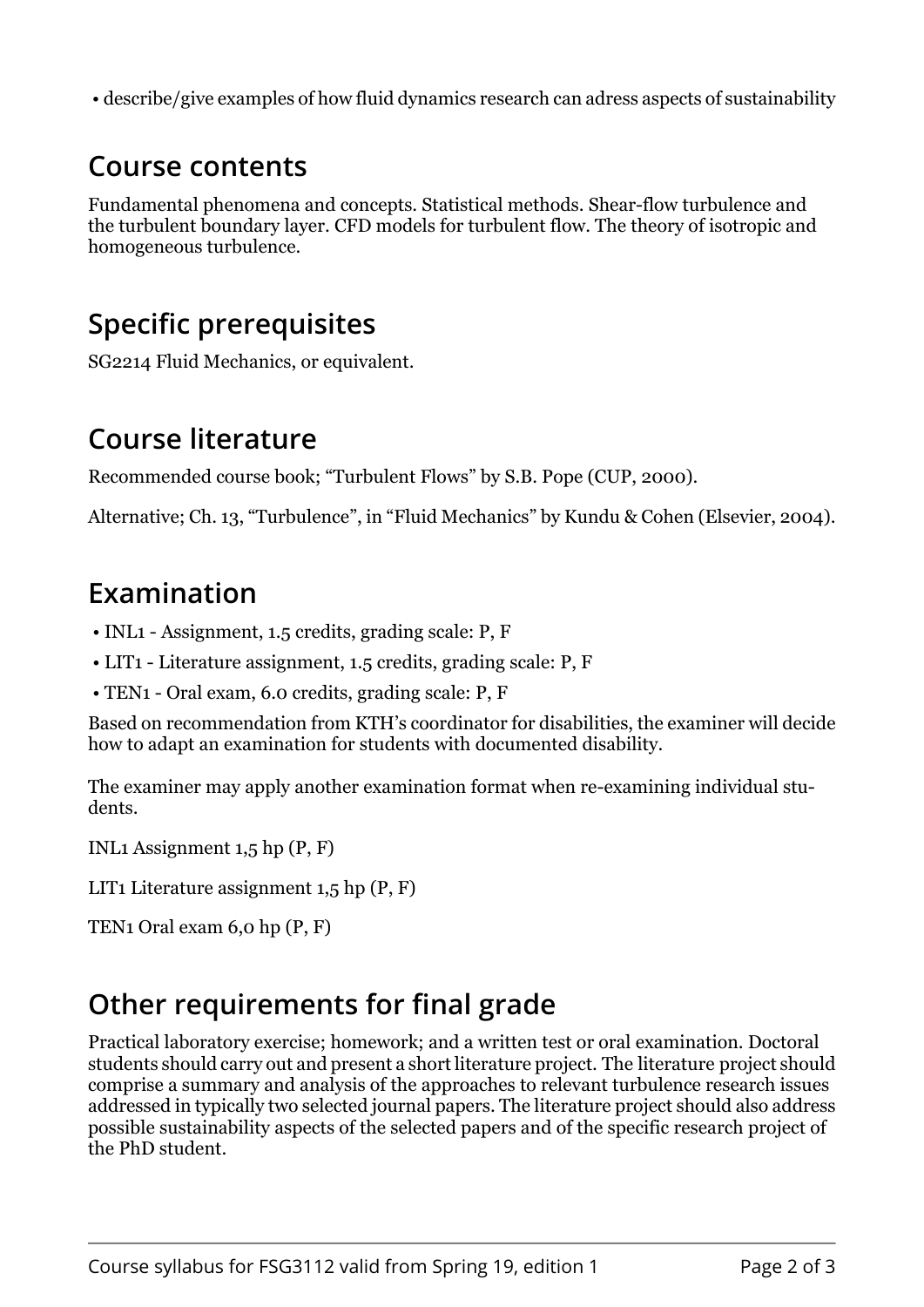- describe/give examples of how fluid dynamics research can adress aspects of sustainability

## Course contents

Fundamental phenomena and concepts. Statistical methods. Shear-flow turbulence and the turbulent boundary layer. CFD models for turbulent flow. The theory of isotropic and homogeneous turbulence.

## Specific prerequisites

SG2214 Fluid Mechanics, or equivalent.

## Course literature

Recommended course book; "Turbulent Flows" by S.B. Pope (CUP, 2000).

Alternative; Ch. 13, "Turbulence", in "Fluid Mechanics" by Kundu & Cohen (Elsevier, 2004).

## Examination

- INL1 - Assignment, 1.5 credits, grading scale: P, F
- LIT1 - Literature assignment, 1.5 credits, grading scale: P, F
- TEN1 - Oral exam, 6.0 credits, grading scale: P, F

Based on recommendation from KTH's coordinator for disabilities, the examiner will decide how to adapt an examination for students with documented disability.

The examiner may apply another examination format when re-examining individual students.

INL1 Assignment 1,5 hp (P, F)

LIT1 Literature assignment 1,5 hp (P, F)

TEN1 Oral exam 6,0 hp (P, F)

## Other requirements for final grade

Practical laboratory exercise; homework; and a written test or oral examination. Doctoral students should carry out and present a short literature project. The literature project should comprise a summary and analysis of the approaches to relevant turbulence research issues addressed in typically two selected journal papers. The literature project should also address possible sustainability aspects of the selected papers and of the specific research project of the PhD student.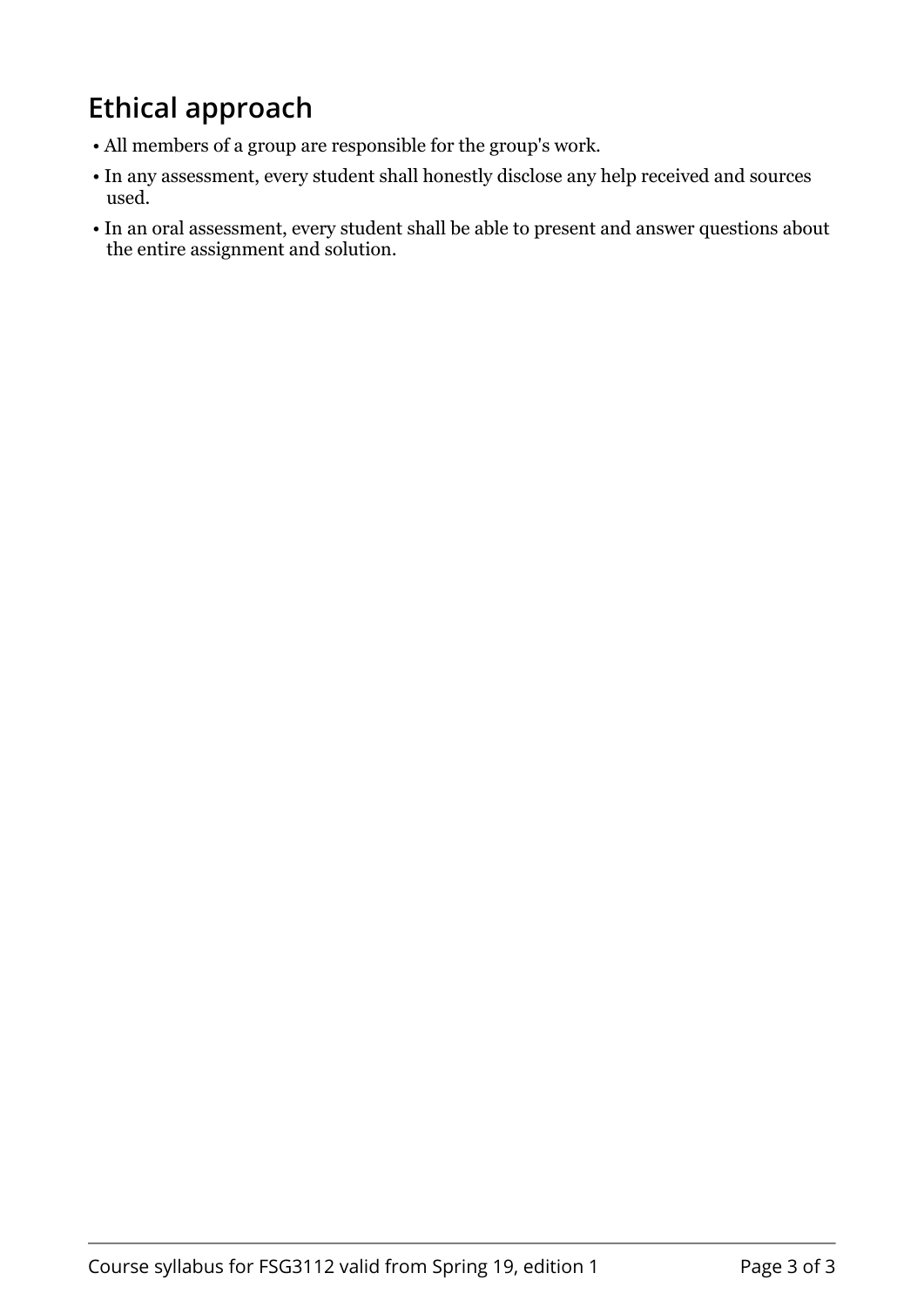## Ethical approach

- All members of a group are responsible for the group's work.
- In any assessment, every student shall honestly disclose any help received and sources used.
- In an oral assessment, every student shall be able to present and answer questions about the entire assignment and solution.